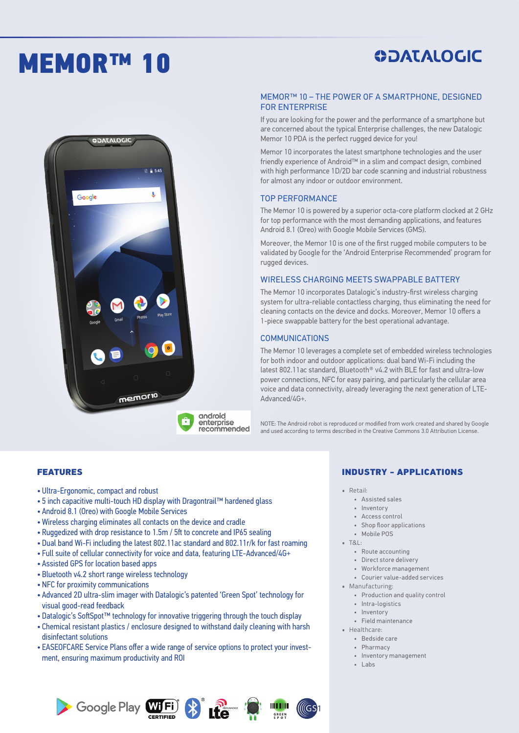# MEMOR™ 10

DATALOGIC

## MEMOR™ 10 – THE POWER OF A SMARTPHONE, DESIGNED FOR ENTERPRISE

If you are looking for the power and the performance of a smartphone but are concerned about the typical Enterprise challenges, the new Datalogic Memor 10 PDA is the perfect rugged device for you!

Memor 10 incorporates the latest smartphone technologies and the user friendly experience of Android™ in a slim and compact design, combined with high performance 1D/2D bar code scanning and industrial robustness for almost any indoor or outdoor environment.

## TOP PERFORMANCE

The Memor 10 is powered by a superior octa-core platform clocked at 2 GHz for top performance with the most demanding applications, and features Android 8.1 (Oreo) with Google Mobile Services (GMS).

Moreover, the Memor 10 is one of the first rugged mobile computers to be validated by Google for the 'Android Enterprise Recommended' program for rugged devices.

## WIRELESS CHARGING MEETS SWAPPABLE BATTERY

The Memor 10 incorporates Datalogic's industry-first wireless charging system for ultra-reliable contactless charging, thus eliminating the need for cleaning contacts on the device and docks. Moreover, Memor 10 offers a 1-piece swappable battery for the best operational advantage.

## COMMUNICATIONS

The Memor 10 leverages a complete set of embedded wireless technologies for both indoor and outdoor applications: dual band Wi-Fi including the latest 802.11ac standard, Bluetooth® v4.2 with BLE for fast and ultra-low power connections, NFC for easy pairing, and particularly the cellular area voice and data connectivity, already leveraging the next generation of LTE-Advanced/4G+.

android enterprise recommended

NOTE: The Android robot is reproduced or modified from work created and shared by Google and used according to terms described in the Creative Commons 3.0 Attribution License.

## FEATURES

- Ultra-Ergonomic, compact and robust
- 5 inch capacitive multi-touch HD display with Dragontrail™ hardened glass
- Android 8.1 (Oreo) with Google Mobile Services
- Wireless charging eliminates all contacts on the device and cradle
- Ruggedized with drop resistance to 1.5m / 5ft to concrete and IP65 sealing
- Dual band Wi-Fi including the latest 802.11ac standard and 802.11r/k for fast roaming
- Full suite of cellular connectivity for voice and data, featuring LTE-Advanced/4G+
- Assisted GPS for location based apps
- Bluetooth v4.2 short range wireless technology
- NFC for proximity communications
- Advanced 2D ultra-slim imager with Datalogic's patented 'Green Spot' technology for visual good-read feedback
- Datalogic's SoftSpot™ technology for innovative triggering through the touch display
- Chemical resistant plastics / enclosure designed to withstand daily cleaning with harsh disinfectant solutions
- EASEOFCARE Service Plans offer a wide range of service options to protect your investment, ensuring maximum productivity and ROI

## INDUSTRY - APPLICATIONS

- Retail:
  - Assisted sales
  - Inventory
  - Access control
  - Shop floor applications
  - Mobile POS
- T&L:
  - Route accounting
  - Direct store delivery
  - Workforce management
  - Courier value-added services
- Manufacturing:
  - Production and quality control
  - Intra-logistics
  - Inventory
  - Field maintenance
- Healthcare:
  - Bedside care
  - Pharmacy
  - Inventory management
  - Labs

Google Play · Wi-Fi CERTIFIED · Bluetooth® · LTE Advanced · GREEN SPOT · GS1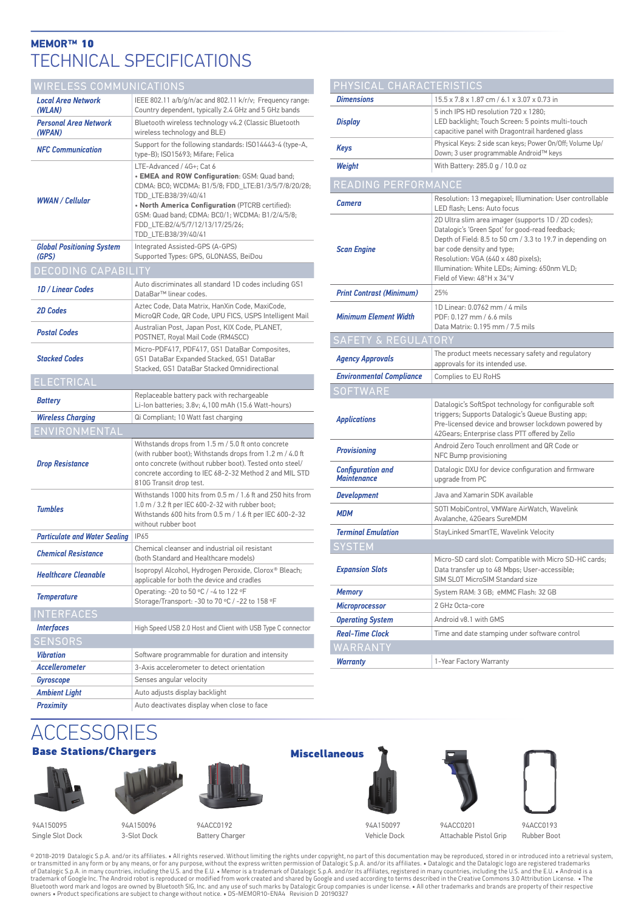# MEMOR™ 10

# TECHNICAL SPECIFICATIONS

## WIRELESS COMMUNICATIONS

| | |
|---|---|
| **Local Area Network (WLAN)** | IEEE 802.11 a/b/g/n/ac and 802.11 k/r/v; Frequency range: Country dependent, typically 2.4 GHz and 5 GHz bands |
| **Personal Area Network (WPAN)** | Bluetooth wireless technology v4.2 (Classic Bluetooth wireless technology and BLE) |
| **NFC Communication** | Support for the following standards: ISO14443-4 (type-A, type-B); ISO15693; Mifare; Felica |
| **WWAN / Cellular** | LTE-Advanced / 4G+; Cat 6<br>• **EMEA and ROW Configuration**: GSM: Quad band; CDMA: BC0; WCDMA: B1/5/8; FDD_LTE:B1/3/5/7/8/20/28; TDD_LTE:B38/39/40/41<br>• **North America Configuration** (PTCRB certified): GSM: Quad band; CDMA: BC0/1; WCDMA: B1/2/4/5/8; FDD_LTE:B2/4/5/7/12/13/17/25/26; TDD_LTE:B38/39/40/41 |
| **Global Positioning System (GPS)** | Integrated Assisted-GPS (A-GPS)<br>Supported Types: GPS, GLONASS, BeiDou |

## DECODING CAPABILITY

| | |
|---|---|
| **1D / Linear Codes** | Auto discriminates all standard 1D codes including GS1 DataBar™ linear codes. |
| **2D Codes** | Aztec Code, Data Matrix, HanXin Code, MaxiCode, MicroQR Code, QR Code, UPU FICS, USPS Intelligent Mail |
| **Postal Codes** | Australian Post, Japan Post, KIX Code, PLANET, POSTNET, Royal Mail Code (RM4SCC) |
| **Stacked Codes** | Micro-PDF417, PDF417, GS1 DataBar Composites, GS1 DataBar Expanded Stacked, GS1 DataBar Stacked, GS1 DataBar Stacked Omnidirectional |

## ELECTRICAL

| | |
|---|---|
| **Battery** | Replaceable battery pack with rechargeable Li-Ion batteries; 3.8v; 4,100 mAh (15.6 Watt-hours) |
| **Wireless Charging** | Qi Compliant; 10 Watt fast charging |

## ENVIRONMENTAL

| | |
|---|---|
| **Drop Resistance** | Withstands drops from 1.5 m / 5.0 ft onto concrete (with rubber boot); Withstands drops from 1.2 m / 4.0 ft onto concrete (without rubber boot). Tested onto steel/concrete according to IEC 68-2-32 Method 2 and MIL STD 810G Transit drop test. |
| **Tumbles** | Withstands 1000 hits from 0.5 m / 1.6 ft and 250 hits from 1.0 m / 3.2 ft per IEC 600-2-32 with rubber boot; Withstands 600 hits from 0.5 m / 1.6 ft per IEC 600-2-32 without rubber boot |
| **Particulate and Water Sealing** | IP65 |
| **Chemical Resistance** | Chemical cleanser and industrial oil resistant (both Standard and Healthcare models) |
| **Healthcare Cleanable** | Isopropyl Alcohol, Hydrogen Peroxide, Clorox® Bleach; applicable for both the device and cradles |
| **Temperature** | Operating: -20 to 50 ºC / -4 to 122 ºF<br>Storage/Transport: -30 to 70 ºC / -22 to 158 ºF |

## INTERFACES

| | |
|---|---|
| **Interfaces** | High Speed USB 2.0 Host and Client with USB Type C connector |

## SENSORS

| | |
|---|---|
| **Vibration** | Software programmable for duration and intensity |
| **Accellerometer** | 3-Axis accelerometer to detect orientation |
| **Gyroscope** | Senses angular velocity |
| **Ambient Light** | Auto adjusts display backlight |
| **Proximity** | Auto deactivates display when close to face |

## PHYSICAL CHARACTERISTICS

| | |
|---|---|
| **Dimensions** | 15.5 x 7.8 x 1.87 cm / 6.1 x 3.07 x 0.73 in |
| **Display** | 5 inch IPS HD resolution 720 x 1280; LED backlight; Touch Screen: 5 points multi-touch capacitive panel with Dragontrail hardened glass |
| **Keys** | Physical Keys: 2 side scan keys; Power On/Off; Volume Up/Down; 3 user programmable Android™ keys |
| **Weight** | With Battery: 285.0 g / 10.0 oz |

## READING PERFORMANCE

| | |
|---|---|
| **Camera** | Resolution: 13 megapixel; Illumination: User controllable LED flash; Lens: Auto focus |
| **Scan Engine** | 2D Ultra slim area imager (supports 1D / 2D codes); Datalogic's 'Green Spot' for good-read feedback; Depth of Field: 8.5 to 50 cm / 3.3 to 19.7 in depending on bar code density and type; Resolution: VGA (640 x 480 pixels); Illumination: White LEDs; Aiming: 650nm VLD; Field of View: 48°H x 34°V |
| **Print Contrast (Minimum)** | 25% |
| **Minimum Element Width** | 1D Linear: 0.0762 mm / 4 mils<br>PDF: 0.127 mm / 6.6 mils<br>Data Matrix: 0.195 mm / 7.5 mils |

## SAFETY & REGULATORY

| | |
|---|---|
| **Agency Approvals** | The product meets necessary safety and regulatory approvals for its intended use. |
| **Environmental Compliance** | Complies to EU RoHS |

## SOFTWARE

| | |
|---|---|
| **Applications** | Datalogic's SoftSpot technology for configurable soft triggers; Supports Datalogic's Queue Busting app; Pre-licensed device and browser lockdown powered by 42Gears; Enterprise class PTT offered by Zello |
| **Provisioning** | Android Zero Touch enrollment and QR Code or NFC Bump provisioning |
| **Configuration and Maintenance** | Datalogic DXU for device configuration and firmware upgrade from PC |
| **Development** | Java and Xamarin SDK available |
| **MDM** | SOTI MobiControl, VMWare AirWatch, Wavelink Avalanche, 42Gears SureMDM |
| **Terminal Emulation** | StayLinked SmartTE, Wavelink Velocity |

## SYSTEM

| | |
|---|---|
| **Expansion Slots** | Micro-SD card slot: Compatible with Micro SD-HC cards; Data transfer up to 48 Mbps; User-accessible; SIM SLOT MicroSIM Standard size |
| **Memory** | System RAM: 3 GB; eMMC Flash: 32 GB |
| **Microprocessor** | 2 GHz Octa-core |
| **Operating System** | Android v8.1 with GMS |
| **Real-Time Clock** | Time and date stamping under software control |

## WARRANTY

| | |
|---|---|
| **Warranty** | 1-Year Factory Warranty |

# ACCESSORIES

## Base Stations/Chargers

94A150095
Single Slot Dock

94A150096
3-Slot Dock

94ACC0192
Battery Charger

## Miscellaneous

94A150097
Vehicle Dock

94ACC0201
Attachable Pistol Grip

94ACC0193
Rubber Boot

© 2018-2019 Datalogic S.p.A. and/or its affiliates. • All rights reserved. Without limiting the rights under copyright, no part of this documentation may be reproduced, stored in or introduced into a retrieval system, or transmitted in any form or by any means, or for any purpose, without the express written permission of Datalogic S.p.A. and/or its affiliates. • Datalogic and the Datalogic logo are registered trademarks of Datalogic S.p.A. in many countries, including the U.S. and the E.U. • Memor is a trademark of Datalogic S.p.A. and/or its affiliates, registered in many countries, including the U.S. and the E.U. • Android is a trademark of Google Inc. The Android robot is reproduced or modified from work created and shared by Google and used according to terms described in the Creative Commons 3.0 Attribution License. • The Bluetooth word mark and logos are owned by Bluetooth SIG, Inc. and any use of such marks by Datalogic Group companies is under license. • All other trademarks and brands are property of their respective owners • Product specifications are subject to change without notice. • DS-MEMOR10-ENA4 Revision D 20190327